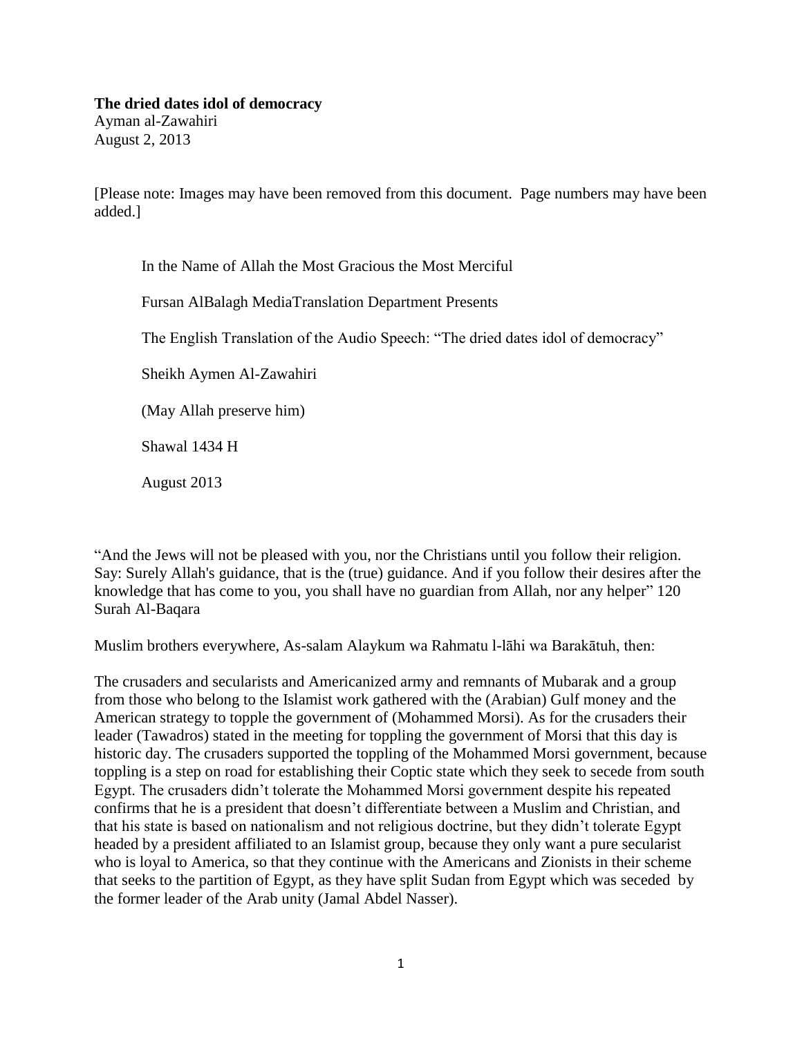**The dried dates idol of democracy**
Ayman al-Zawahiri
August 2, 2013

[Please note: Images may have been removed from this document. Page numbers may have been added.]

In the Name of Allah the Most Gracious the Most Merciful

Fursan AlBalagh MediaTranslation Department Presents

The English Translation of the Audio Speech: "The dried dates idol of democracy"

Sheikh Aymen Al-Zawahiri

(May Allah preserve him)

Shawal 1434 H

August 2013

"And the Jews will not be pleased with you, nor the Christians until you follow their religion. Say: Surely Allah's guidance, that is the (true) guidance. And if you follow their desires after the knowledge that has come to you, you shall have no guardian from Allah, nor any helper" 120 Surah Al-Baqara

Muslim brothers everywhere, As-salam Alaykum wa Rahmatu l-lāhi wa Barakātuh, then:

The crusaders and secularists and Americanized army and remnants of Mubarak and a group from those who belong to the Islamist work gathered with the (Arabian) Gulf money and the American strategy to topple the government of (Mohammed Morsi). As for the crusaders their leader (Tawadros) stated in the meeting for toppling the government of Morsi that this day is historic day. The crusaders supported the toppling of the Mohammed Morsi government, because toppling is a step on road for establishing their Coptic state which they seek to secede from south Egypt. The crusaders didn't tolerate the Mohammed Morsi government despite his repeated confirms that he is a president that doesn't differentiate between a Muslim and Christian, and that his state is based on nationalism and not religious doctrine, but they didn't tolerate Egypt headed by a president affiliated to an Islamist group, because they only want a pure secularist who is loyal to America, so that they continue with the Americans and Zionists in their scheme that seeks to the partition of Egypt, as they have split Sudan from Egypt which was seceded by the former leader of the Arab unity (Jamal Abdel Nasser).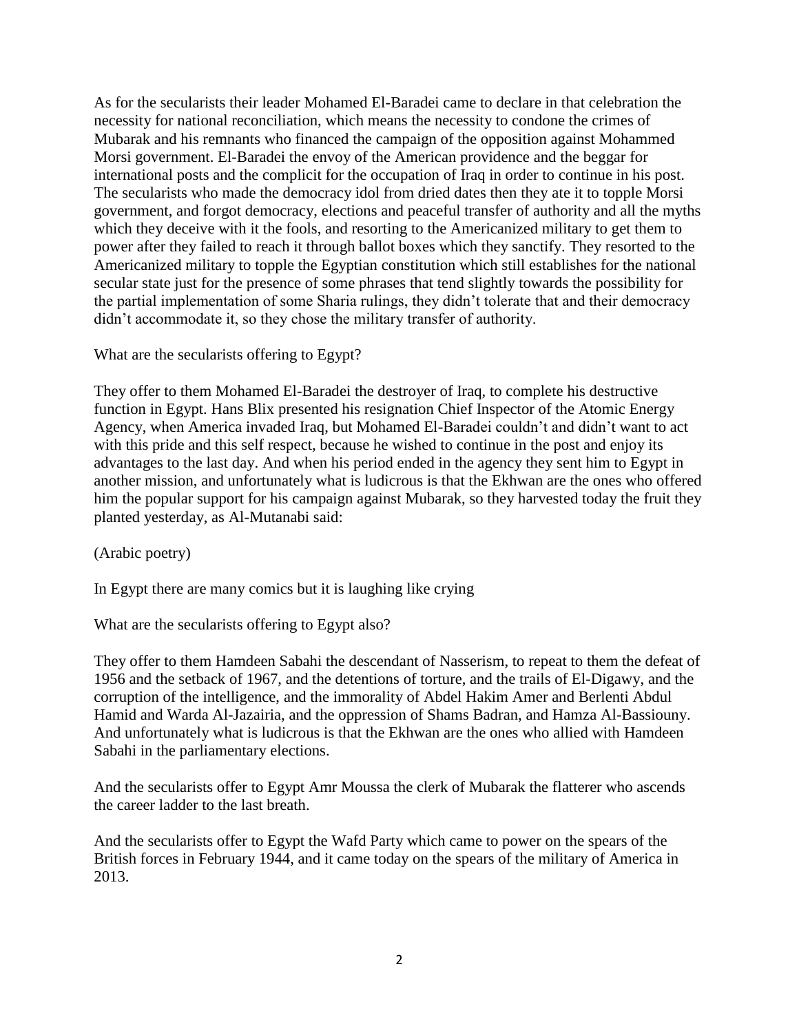As for the secularists their leader Mohamed El-Baradei came to declare in that celebration the necessity for national reconciliation, which means the necessity to condone the crimes of Mubarak and his remnants who financed the campaign of the opposition against Mohammed Morsi government. El-Baradei the envoy of the American providence and the beggar for international posts and the complicit for the occupation of Iraq in order to continue in his post. The secularists who made the democracy idol from dried dates then they ate it to topple Morsi government, and forgot democracy, elections and peaceful transfer of authority and all the myths which they deceive with it the fools, and resorting to the Americanized military to get them to power after they failed to reach it through ballot boxes which they sanctify. They resorted to the Americanized military to topple the Egyptian constitution which still establishes for the national secular state just for the presence of some phrases that tend slightly towards the possibility for the partial implementation of some Sharia rulings, they didn't tolerate that and their democracy didn't accommodate it, so they chose the military transfer of authority.

What are the secularists offering to Egypt?

They offer to them Mohamed El-Baradei the destroyer of Iraq, to complete his destructive function in Egypt. Hans Blix presented his resignation Chief Inspector of the Atomic Energy Agency, when America invaded Iraq, but Mohamed El-Baradei couldn't and didn't want to act with this pride and this self respect, because he wished to continue in the post and enjoy its advantages to the last day. And when his period ended in the agency they sent him to Egypt in another mission, and unfortunately what is ludicrous is that the Ekhwan are the ones who offered him the popular support for his campaign against Mubarak, so they harvested today the fruit they planted yesterday, as Al-Mutanabi said:

(Arabic poetry)

In Egypt there are many comics but it is laughing like crying

What are the secularists offering to Egypt also?

They offer to them Hamdeen Sabahi the descendant of Nasserism, to repeat to them the defeat of 1956 and the setback of 1967, and the detentions of torture, and the trails of El-Digawy, and the corruption of the intelligence, and the immorality of Abdel Hakim Amer and Berlenti Abdul Hamid and Warda Al-Jazairia, and the oppression of Shams Badran, and Hamza Al-Bassiouny. And unfortunately what is ludicrous is that the Ekhwan are the ones who allied with Hamdeen Sabahi in the parliamentary elections.

And the secularists offer to Egypt Amr Moussa the clerk of Mubarak the flatterer who ascends the career ladder to the last breath.

And the secularists offer to Egypt the Wafd Party which came to power on the spears of the British forces in February 1944, and it came today on the spears of the military of America in 2013.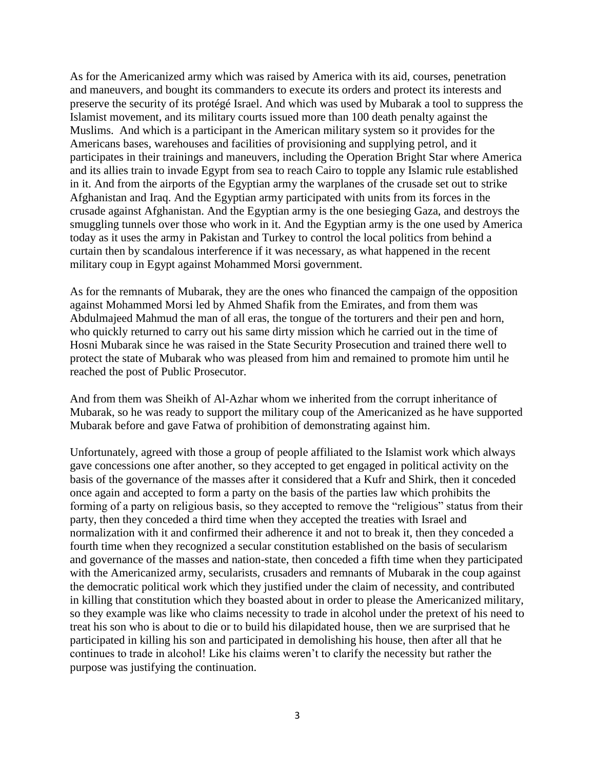As for the Americanized army which was raised by America with its aid, courses, penetration and maneuvers, and bought its commanders to execute its orders and protect its interests and preserve the security of its protégé Israel. And which was used by Mubarak a tool to suppress the Islamist movement, and its military courts issued more than 100 death penalty against the Muslims. And which is a participant in the American military system so it provides for the Americans bases, warehouses and facilities of provisioning and supplying petrol, and it participates in their trainings and maneuvers, including the Operation Bright Star where America and its allies train to invade Egypt from sea to reach Cairo to topple any Islamic rule established in it. And from the airports of the Egyptian army the warplanes of the crusade set out to strike Afghanistan and Iraq. And the Egyptian army participated with units from its forces in the crusade against Afghanistan. And the Egyptian army is the one besieging Gaza, and destroys the smuggling tunnels over those who work in it. And the Egyptian army is the one used by America today as it uses the army in Pakistan and Turkey to control the local politics from behind a curtain then by scandalous interference if it was necessary, as what happened in the recent military coup in Egypt against Mohammed Morsi government.

As for the remnants of Mubarak, they are the ones who financed the campaign of the opposition against Mohammed Morsi led by Ahmed Shafik from the Emirates, and from them was Abdulmajeed Mahmud the man of all eras, the tongue of the torturers and their pen and horn, who quickly returned to carry out his same dirty mission which he carried out in the time of Hosni Mubarak since he was raised in the State Security Prosecution and trained there well to protect the state of Mubarak who was pleased from him and remained to promote him until he reached the post of Public Prosecutor.

And from them was Sheikh of Al-Azhar whom we inherited from the corrupt inheritance of Mubarak, so he was ready to support the military coup of the Americanized as he have supported Mubarak before and gave Fatwa of prohibition of demonstrating against him.

Unfortunately, agreed with those a group of people affiliated to the Islamist work which always gave concessions one after another, so they accepted to get engaged in political activity on the basis of the governance of the masses after it considered that a Kufr and Shirk, then it conceded once again and accepted to form a party on the basis of the parties law which prohibits the forming of a party on religious basis, so they accepted to remove the "religious" status from their party, then they conceded a third time when they accepted the treaties with Israel and normalization with it and confirmed their adherence it and not to break it, then they conceded a fourth time when they recognized a secular constitution established on the basis of secularism and governance of the masses and nation-state, then conceded a fifth time when they participated with the Americanized army, secularists, crusaders and remnants of Mubarak in the coup against the democratic political work which they justified under the claim of necessity, and contributed in killing that constitution which they boasted about in order to please the Americanized military, so they example was like who claims necessity to trade in alcohol under the pretext of his need to treat his son who is about to die or to build his dilapidated house, then we are surprised that he participated in killing his son and participated in demolishing his house, then after all that he continues to trade in alcohol! Like his claims weren't to clarify the necessity but rather the purpose was justifying the continuation.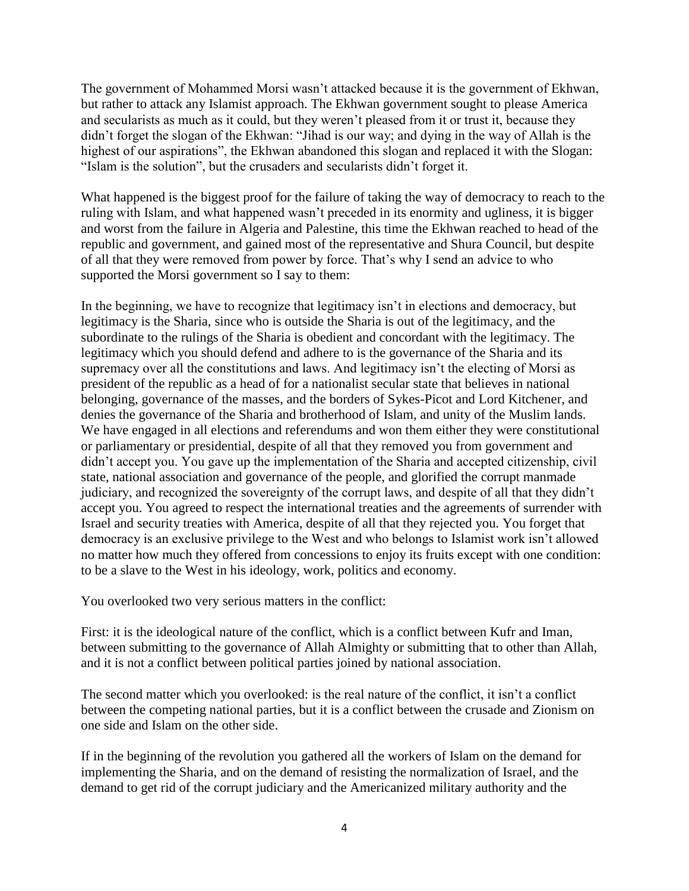The government of Mohammed Morsi wasn't attacked because it is the government of Ekhwan, but rather to attack any Islamist approach. The Ekhwan government sought to please America and secularists as much as it could, but they weren't pleased from it or trust it, because they didn't forget the slogan of the Ekhwan: "Jihad is our way; and dying in the way of Allah is the highest of our aspirations", the Ekhwan abandoned this slogan and replaced it with the Slogan: "Islam is the solution", but the crusaders and secularists didn't forget it.

What happened is the biggest proof for the failure of taking the way of democracy to reach to the ruling with Islam, and what happened wasn't preceded in its enormity and ugliness, it is bigger and worst from the failure in Algeria and Palestine, this time the Ekhwan reached to head of the republic and government, and gained most of the representative and Shura Council, but despite of all that they were removed from power by force. That's why I send an advice to who supported the Morsi government so I say to them:

In the beginning, we have to recognize that legitimacy isn't in elections and democracy, but legitimacy is the Sharia, since who is outside the Sharia is out of the legitimacy, and the subordinate to the rulings of the Sharia is obedient and concordant with the legitimacy. The legitimacy which you should defend and adhere to is the governance of the Sharia and its supremacy over all the constitutions and laws. And legitimacy isn't the electing of Morsi as president of the republic as a head of for a nationalist secular state that believes in national belonging, governance of the masses, and the borders of Sykes-Picot and Lord Kitchener, and denies the governance of the Sharia and brotherhood of Islam, and unity of the Muslim lands. We have engaged in all elections and referendums and won them either they were constitutional or parliamentary or presidential, despite of all that they removed you from government and didn't accept you. You gave up the implementation of the Sharia and accepted citizenship, civil state, national association and governance of the people, and glorified the corrupt manmade judiciary, and recognized the sovereignty of the corrupt laws, and despite of all that they didn't accept you. You agreed to respect the international treaties and the agreements of surrender with Israel and security treaties with America, despite of all that they rejected you. You forget that democracy is an exclusive privilege to the West and who belongs to Islamist work isn't allowed no matter how much they offered from concessions to enjoy its fruits except with one condition: to be a slave to the West in his ideology, work, politics and economy.

You overlooked two very serious matters in the conflict:

First: it is the ideological nature of the conflict, which is a conflict between Kufr and Iman, between submitting to the governance of Allah Almighty or submitting that to other than Allah, and it is not a conflict between political parties joined by national association.

The second matter which you overlooked: is the real nature of the conflict, it isn't a conflict between the competing national parties, but it is a conflict between the crusade and Zionism on one side and Islam on the other side.

If in the beginning of the revolution you gathered all the workers of Islam on the demand for implementing the Sharia, and on the demand of resisting the normalization of Israel, and the demand to get rid of the corrupt judiciary and the Americanized military authority and the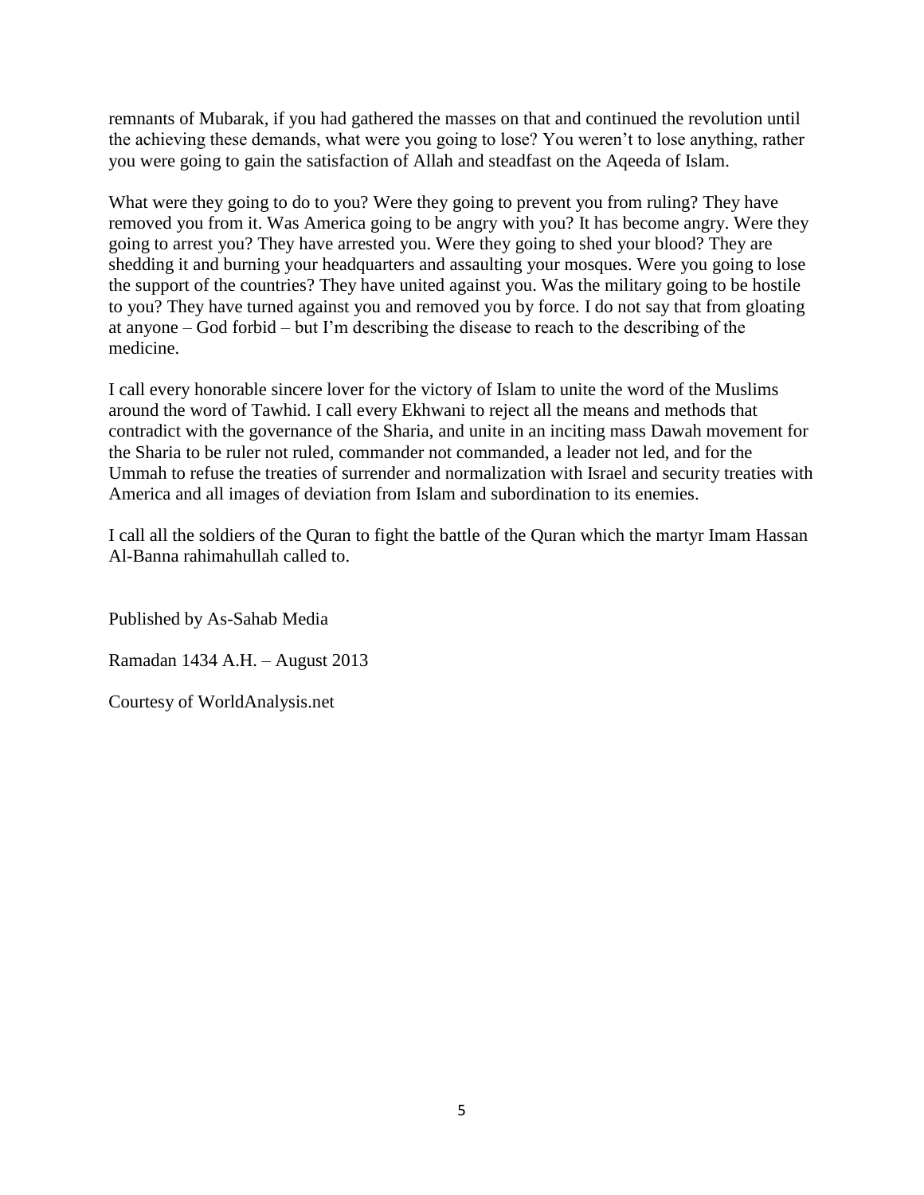remnants of Mubarak, if you had gathered the masses on that and continued the revolution until the achieving these demands, what were you going to lose? You weren't to lose anything, rather you were going to gain the satisfaction of Allah and steadfast on the Aqeeda of Islam.

What were they going to do to you? Were they going to prevent you from ruling? They have removed you from it. Was America going to be angry with you? It has become angry. Were they going to arrest you? They have arrested you. Were they going to shed your blood? They are shedding it and burning your headquarters and assaulting your mosques. Were you going to lose the support of the countries? They have united against you. Was the military going to be hostile to you? They have turned against you and removed you by force. I do not say that from gloating at anyone – God forbid – but I'm describing the disease to reach to the describing of the medicine.

I call every honorable sincere lover for the victory of Islam to unite the word of the Muslims around the word of Tawhid. I call every Ekhwani to reject all the means and methods that contradict with the governance of the Sharia, and unite in an inciting mass Dawah movement for the Sharia to be ruler not ruled, commander not commanded, a leader not led, and for the Ummah to refuse the treaties of surrender and normalization with Israel and security treaties with America and all images of deviation from Islam and subordination to its enemies.

I call all the soldiers of the Quran to fight the battle of the Quran which the martyr Imam Hassan Al-Banna rahimahullah called to.

Published by As-Sahab Media

Ramadan 1434 A.H. – August 2013

Courtesy of WorldAnalysis.net